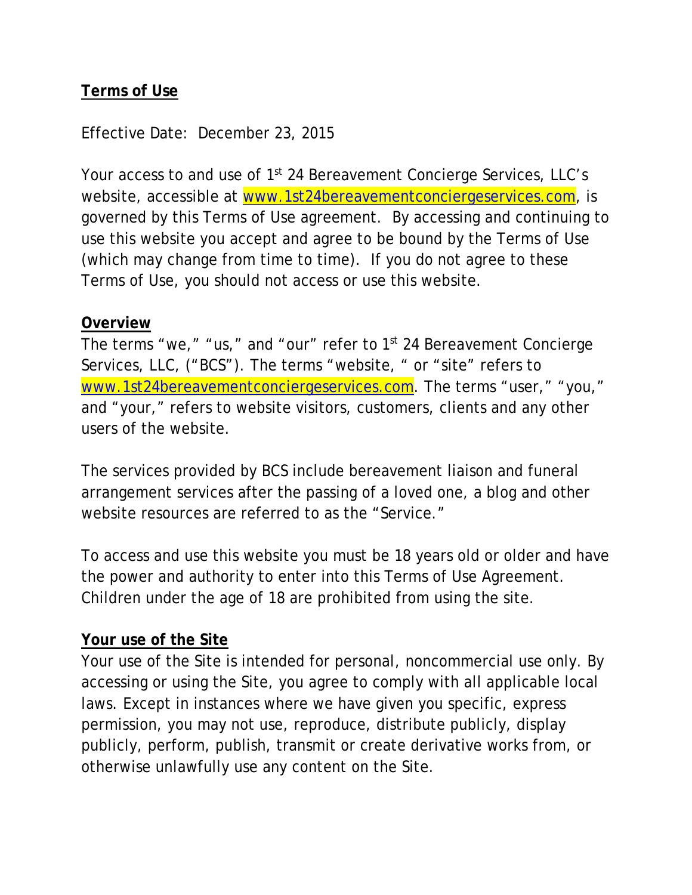# Terms of Use

Effective Date: December 23, 2015

Your access to and use of 1st 24 Bereavement Concierge Services, LLC's website, accessible at [www.1st24bereavementconciergeservices.com](http://www.1st24bereavementconciergeservices.com), is governed by this Terms of Use agreement. By accessing and continuing to use this website you accept and agree to be bound by the Terms of Use (which may change from time to time). If you do not agree to these Terms of Use, you should not access or use this website.

## Overview

The terms "we," "us," and "our" refer to 1st 24 Bereavement Concierge Services, LLC, ("BCS"). The terms "website, " or "site" refers to [www.1st24bereavementconciergeservices.com](http://www.1st24bereavementconciergeservices.com). The terms "user," "you," and "your," refers to website visitors, customers, clients and any other users of the website.

The services provided by BCS include bereavement liaison and funeral arrangement services after the passing of a loved one, a blog and other website resources are referred to as the "Service."

To access and use this website you must be 18 years old or older and have the power and authority to enter into this Terms of Use Agreement. Children under the age of 18 are prohibited from using the site.

## Your use of the Site

Your use of the Site is intended for personal, noncommercial use only. By accessing or using the Site, you agree to comply with all applicable local laws. Except in instances where we have given you specific, express permission, you may not use, reproduce, distribute publicly, display publicly, perform, publish, transmit or create derivative works from, or otherwise unlawfully use any content on the Site.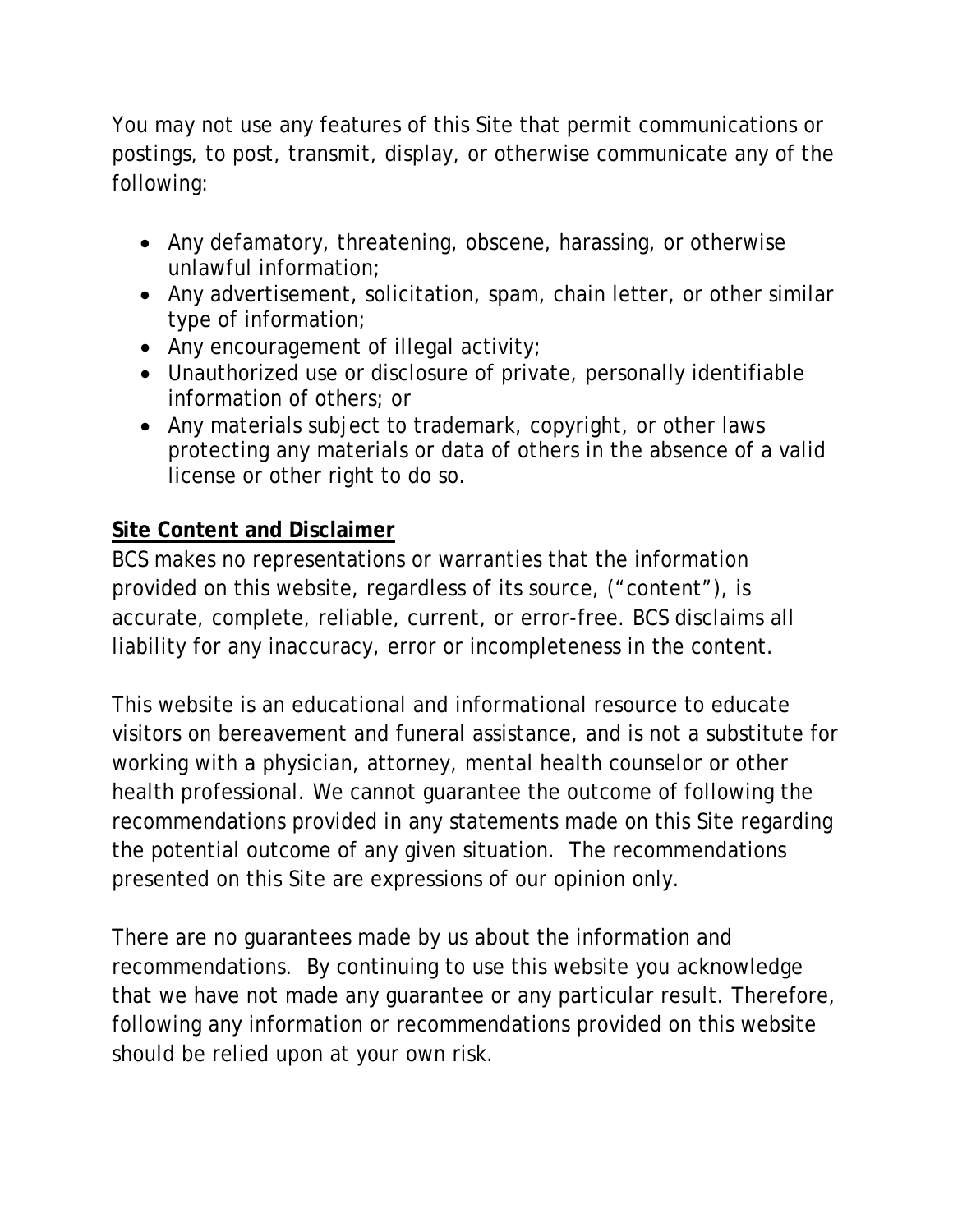You may not use any features of this Site that permit communications or postings, to post, transmit, display, or otherwise communicate any of the following:

- Any defamatory, threatening, obscene, harassing, or otherwise unlawful information;
- Any advertisement, solicitation, spam, chain letter, or other similar type of information;
- Any encouragement of illegal activity;
- Unauthorized use or disclosure of private, personally identifiable information of others; or
- Any materials subject to trademark, copyright, or other laws protecting any materials or data of others in the absence of a valid license or other right to do so.

## Site Content and Disclaimer

BCS makes no representations or warranties that the information provided on this website, regardless of its source, ("content"), is accurate, complete, reliable, current, or error-free. BCS disclaims all liability for any inaccuracy, error or incompleteness in the content.

This website is an educational and informational resource to educate visitors on bereavement and funeral assistance, and is not a substitute for working with a physician, attorney, mental health counselor or other health professional. We cannot guarantee the outcome of following the recommendations provided in any statements made on this Site regarding the potential outcome of any given situation. The recommendations presented on this Site are expressions of our opinion only.

There are no guarantees made by us about the information and recommendations. By continuing to use this website you acknowledge that we have not made any guarantee or any particular result. Therefore, following any information or recommendations provided on this website should be relied upon at your own risk.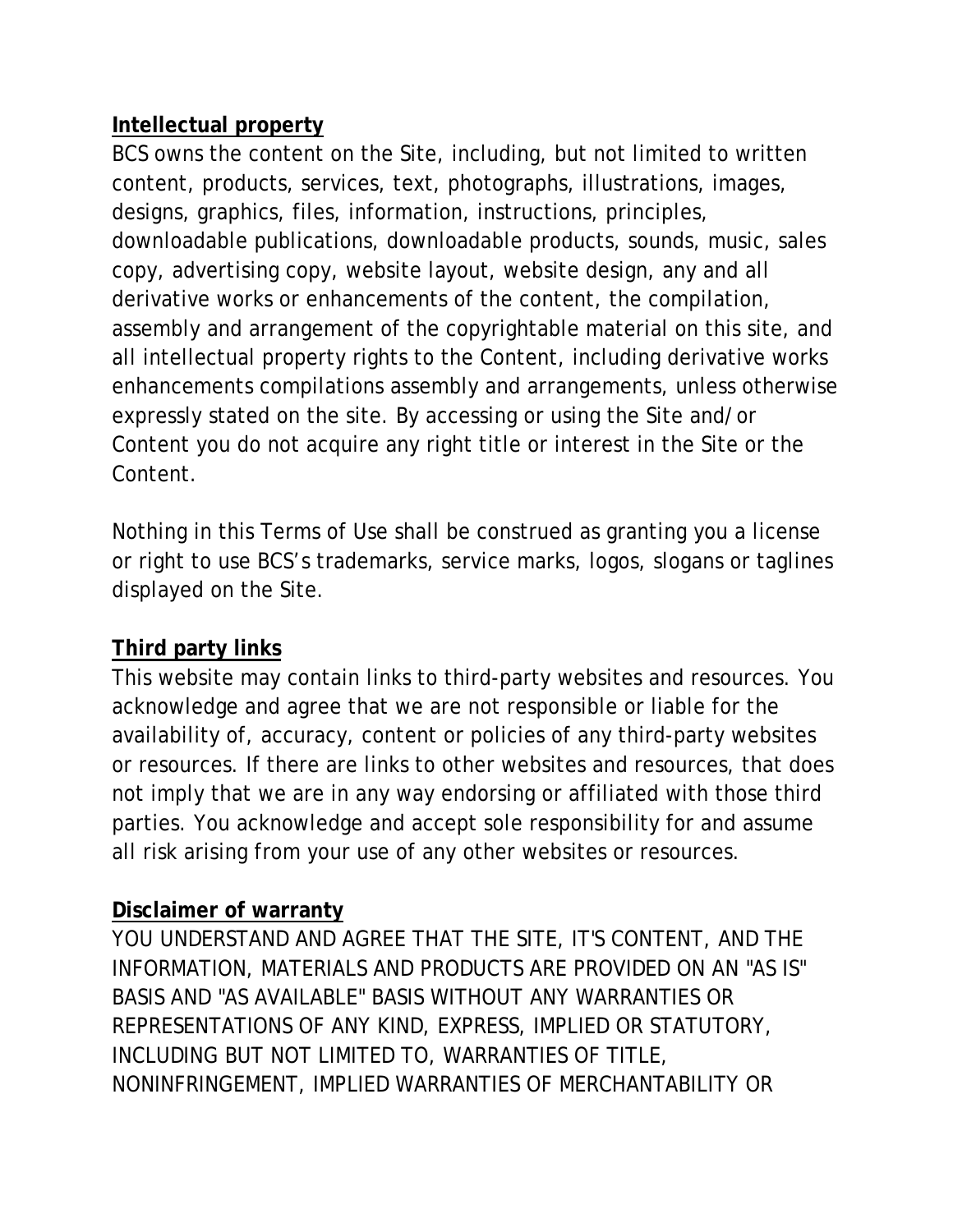**Intellectual property**

BCS owns the content on the Site, including, but not limited to written content, products, services, text, photographs, illustrations, images, designs, graphics, files, information, instructions, principles, downloadable publications, downloadable products, sounds, music, sales copy, advertising copy, website layout, website design, any and all derivative works or enhancements of the content, the compilation, assembly and arrangement of the copyrightable material on this site, and all intellectual property rights to the Content, including derivative works enhancements compilations assembly and arrangements, unless otherwise expressly stated on the site. By accessing or using the Site and/or Content you do not acquire any right title or interest in the Site or the Content.

Nothing in this Terms of Use shall be construed as granting you a license or right to use BCS's trademarks, service marks, logos, slogans or taglines displayed on the Site.

**Third party links**

This website may contain links to third-party websites and resources. You acknowledge and agree that we are not responsible or liable for the availability of, accuracy, content or policies of any third-party websites or resources. If there are links to other websites and resources, that does not imply that we are in any way endorsing or affiliated with those third parties. You acknowledge and accept sole responsibility for and assume all risk arising from your use of any other websites or resources.

**Disclaimer of warranty**

YOU UNDERSTAND AND AGREE THAT THE SITE, IT'S CONTENT, AND THE INFORMATION, MATERIALS AND PRODUCTS ARE PROVIDED ON AN "AS IS" BASIS AND "AS AVAILABLE" BASIS WITHOUT ANY WARRANTIES OR REPRESENTATIONS OF ANY KIND, EXPRESS, IMPLIED OR STATUTORY, INCLUDING BUT NOT LIMITED TO, WARRANTIES OF TITLE, NONINFRINGEMENT, IMPLIED WARRANTIES OF MERCHANTABILITY OR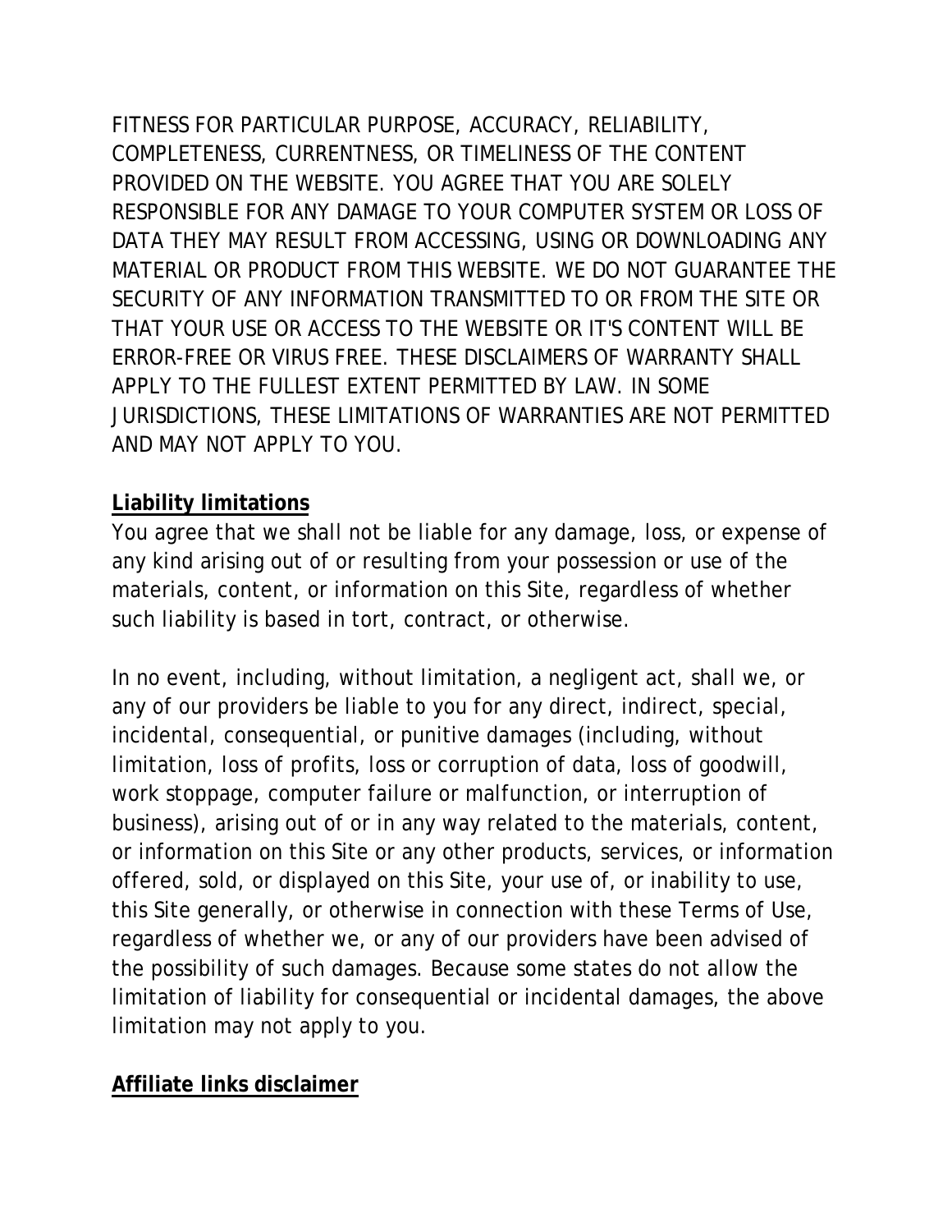FITNESS FOR PARTICULAR PURPOSE, ACCURACY, RELIABILITY, COMPLETENESS, CURRENTNESS, OR TIMELINESS OF THE CONTENT PROVIDED ON THE WEBSITE. YOU AGREE THAT YOU ARE SOLELY RESPONSIBLE FOR ANY DAMAGE TO YOUR COMPUTER SYSTEM OR LOSS OF DATA THEY MAY RESULT FROM ACCESSING, USING OR DOWNLOADING ANY MATERIAL OR PRODUCT FROM THIS WEBSITE. WE DO NOT GUARANTEE THE SECURITY OF ANY INFORMATION TRANSMITTED TO OR FROM THE SITE OR THAT YOUR USE OR ACCESS TO THE WEBSITE OR IT'S CONTENT WILL BE ERROR-FREE OR VIRUS FREE. THESE DISCLAIMERS OF WARRANTY SHALL APPLY TO THE FULLEST EXTENT PERMITTED BY LAW. IN SOME JURISDICTIONS, THESE LIMITATIONS OF WARRANTIES ARE NOT PERMITTED AND MAY NOT APPLY TO YOU.

## Liability limitations

You agree that we shall not be liable for any damage, loss, or expense of any kind arising out of or resulting from your possession or use of the materials, content, or information on this Site, regardless of whether such liability is based in tort, contract, or otherwise.

In no event, including, without limitation, a negligent act, shall we, or any of our providers be liable to you for any direct, indirect, special, incidental, consequential, or punitive damages (including, without limitation, loss of profits, loss or corruption of data, loss of goodwill, work stoppage, computer failure or malfunction, or interruption of business), arising out of or in any way related to the materials, content, or information on this Site or any other products, services, or information offered, sold, or displayed on this Site, your use of, or inability to use, this Site generally, or otherwise in connection with these Terms of Use, regardless of whether we, or any of our providers have been advised of the possibility of such damages. Because some states do not allow the limitation of liability for consequential or incidental damages, the above limitation may not apply to you.

## Affiliate links disclaimer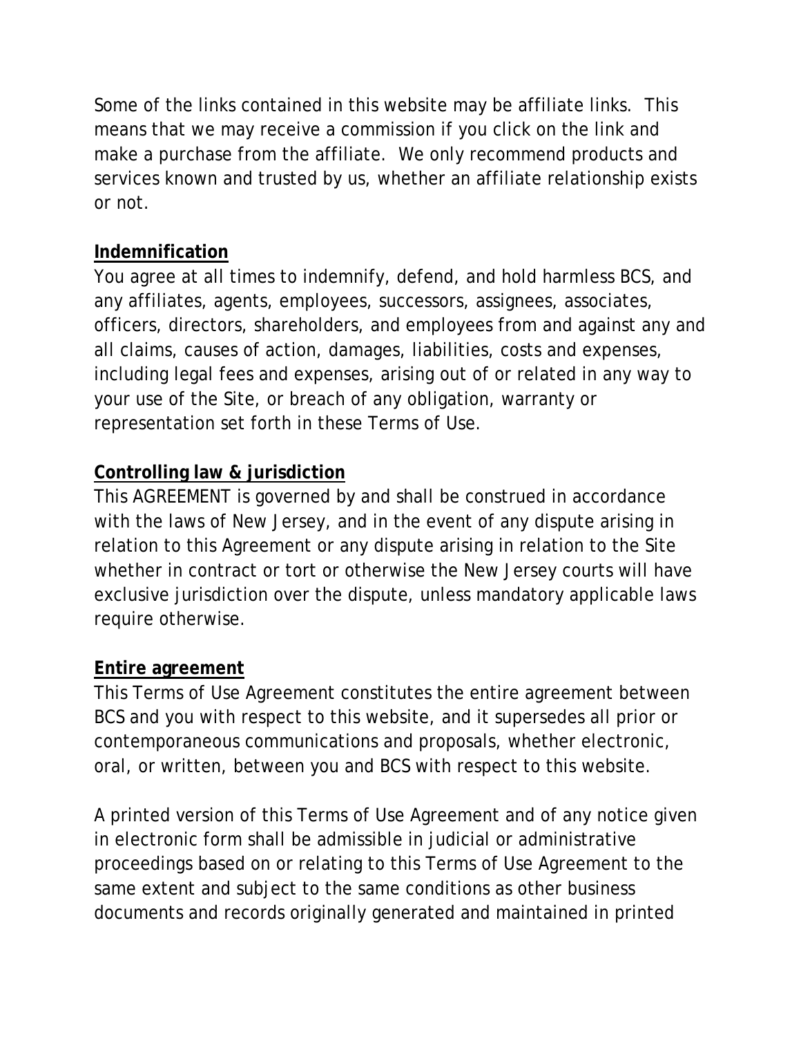Some of the links contained in this website may be affiliate links. This means that we may receive a commission if you click on the link and make a purchase from the affiliate. We only recommend products and services known and trusted by us, whether an affiliate relationship exists or not.

**Indemnification**

You agree at all times to indemnify, defend, and hold harmless BCS, and any affiliates, agents, employees, successors, assignees, associates, officers, directors, shareholders, and employees from and against any and all claims, causes of action, damages, liabilities, costs and expenses, including legal fees and expenses, arising out of or related in any way to your use of the Site, or breach of any obligation, warranty or representation set forth in these Terms of Use.

**Controlling law & jurisdiction**

This AGREEMENT is governed by and shall be construed in accordance with the laws of New Jersey, and in the event of any dispute arising in relation to this Agreement or any dispute arising in relation to the Site whether in contract or tort or otherwise the New Jersey courts will have exclusive jurisdiction over the dispute, unless mandatory applicable laws require otherwise.

**Entire agreement**

This Terms of Use Agreement constitutes the entire agreement between BCS and you with respect to this website, and it supersedes all prior or contemporaneous communications and proposals, whether electronic, oral, or written, between you and BCS with respect to this website.

A printed version of this Terms of Use Agreement and of any notice given in electronic form shall be admissible in judicial or administrative proceedings based on or relating to this Terms of Use Agreement to the same extent and subject to the same conditions as other business documents and records originally generated and maintained in printed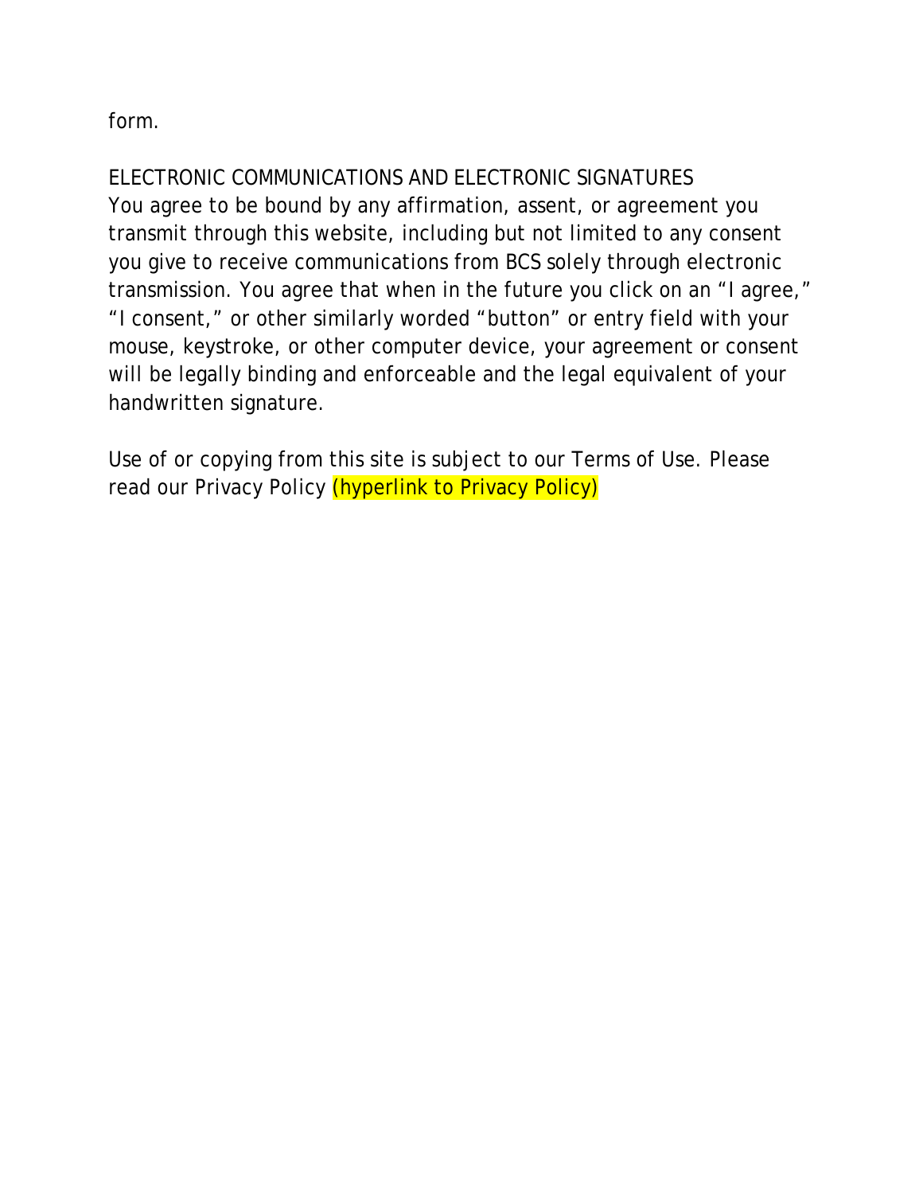form.

ELECTRONIC COMMUNICATIONS AND ELECTRONIC SIGNATURES

You agree to be bound by any affirmation, assent, or agreement you transmit through this website, including but not limited to any consent you give to receive communications from BCS solely through electronic transmission. You agree that when in the future you click on an “I agree,” “I consent,” or other similarly worded “button” or entry field with your mouse, keystroke, or other computer device, your agreement or consent will be legally binding and enforceable and the legal equivalent of your handwritten signature.

Use of or copying from this site is subject to our Terms of Use. Please read our Privacy Policy (hyperlink to Privacy Policy)